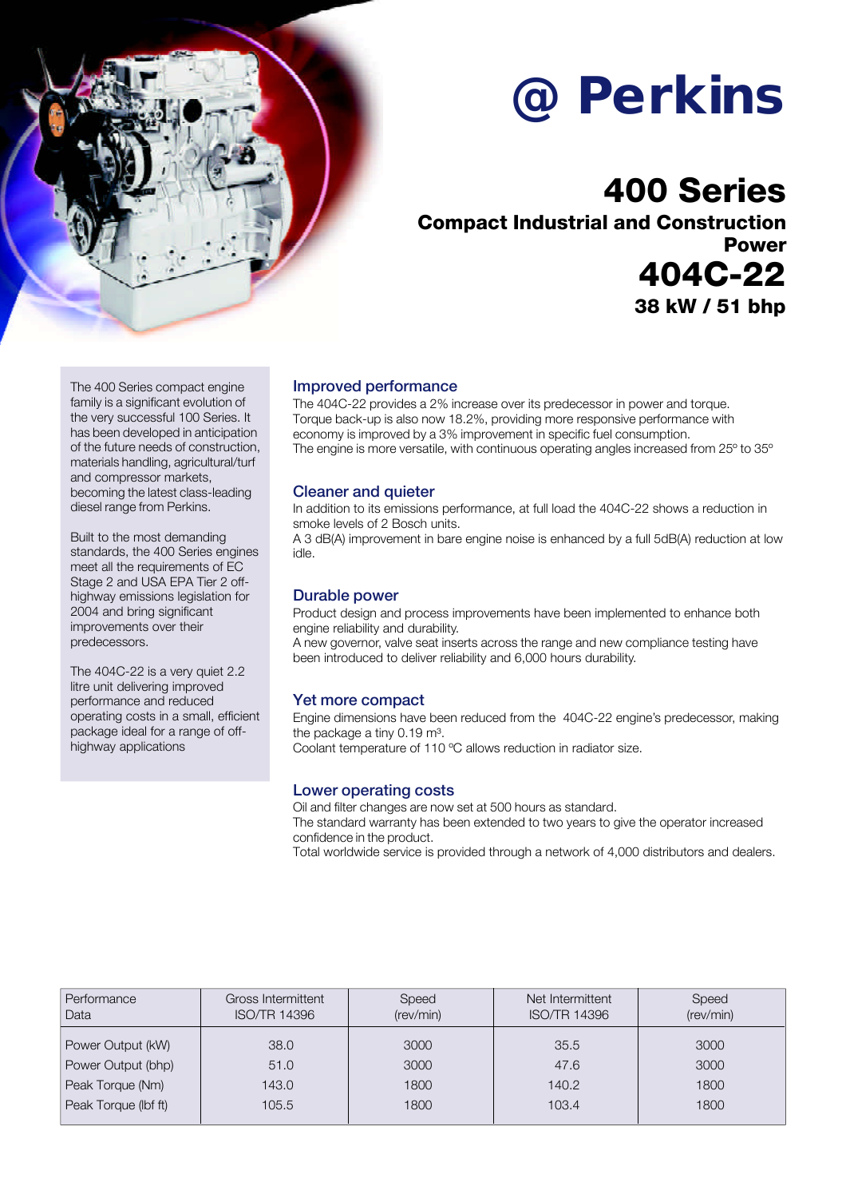# @ Perkins

# 400 Series

## Compact Industrial and Construction Power

# 404C-22

### 38 kW / 51 bhp

The 400 Series compact engine family is a significant evolution of the very successful 100 Series. It has been developed in anticipation of the future needs of construction, materials handling, agricultural/turf and compressor markets, becoming the latest class-leading diesel range from Perkins.

Built to the most demanding standards, the 400 Series engines meet all the requirements of EC Stage 2 and USA EPA Tier 2 off-highway emissions legislation for 2004 and bring significant improvements over their predecessors.

The 404C-22 is a very quiet 2.2 litre unit delivering improved performance and reduced operating costs in a small, efficient package ideal for a range of off-highway applications

### Improved performance

The 404C-22 provides a 2% increase over its predecessor in power and torque. Torque back-up is also now 18.2%, providing more responsive performance with economy is improved by a 3% improvement in specific fuel consumption.
The engine is more versatile, with continuous operating angles increased from 25º to 35º

### Cleaner and quieter

In addition to its emissions performance, at full load the 404C-22 shows a reduction in smoke levels of 2 Bosch units.
A 3 dB(A) improvement in bare engine noise is enhanced by a full 5dB(A) reduction at low idle.

### Durable power

Product design and process improvements have been implemented to enhance both engine reliability and durability.
A new governor, valve seat inserts across the range and new compliance testing have been introduced to deliver reliability and 6,000 hours durability.

### Yet more compact

Engine dimensions have been reduced from the 404C-22 engine's predecessor, making the package a tiny 0.19 $m^3$.
Coolant temperature of 110 ºC allows reduction in radiator size.

### Lower operating costs

Oil and filter changes are now set at 500 hours as standard.
The standard warranty has been extended to two years to give the operator increased confidence in the product.
Total worldwide service is provided through a network of 4,000 distributors and dealers.

| Performance Data | Gross Intermittent ISO/TR 14396 | Speed (rev/min) | Net Intermittent ISO/TR 14396 | Speed (rev/min) |
|---|---|---|---|---|
| Power Output (kW) | 38.0 | 3000 | 35.5 | 3000 |
| Power Output (bhp) | 51.0 | 3000 | 47.6 | 3000 |
| Peak Torque (Nm) | 143.0 | 1800 | 140.2 | 1800 |
| Peak Torque (lbf ft) | 105.5 | 1800 | 103.4 | 1800 |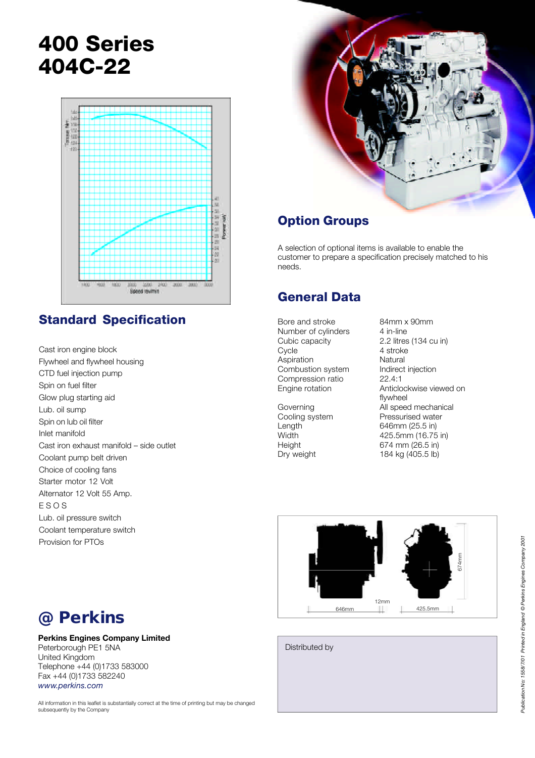# 400 Series 404C-22

Torque Nm
144
140
136
132
128
124
120

Power kW
40
38
36
34
32
30
28
26
24
22
20

1400 1600 1800 2000 2200 2400 2600 2800 3000
Speed rev/min

## Standard Specification

Cast iron engine block
Flywheel and flywheel housing
CTD fuel injection pump
Spin on fuel filter
Glow plug starting aid
Lub. oil sump
Spin on lub oil filter
Inlet manifold
Cast iron exhaust manifold – side outlet
Coolant pump belt driven
Choice of cooling fans
Starter motor 12 Volt
Alternator 12 Volt 55 Amp.
E S O S
Lub. oil pressure switch
Coolant temperature switch
Provision for PTOs

## Option Groups

A selection of optional items is available to enable the customer to prepare a specification precisely matched to his needs.

## General Data

| | |
|---|---|
| Bore and stroke | 84mm x 90mm |
| Number of cylinders | 4 in-line |
| Cubic capacity | 2.2 litres (134 cu in) |
| Cycle | 4 stroke |
| Aspiration | Natural |
| Combustion system | Indirect injection |
| Compression ratio | 22.4:1 |
| Engine rotation | Anticlockwise viewed on flywheel |
| Governing | All speed mechanical |
| Cooling system | Pressurised water |
| Length | 646mm (25.5 in) |
| Width | 425.5mm (16.75 in) |
| Height | 674 mm (26.5 in) |
| Dry weight | 184 kg (405.5 lb) |

646mm
12mm
425.5mm
674mm

## @ Perkins

**Perkins Engines Company Limited**
Peterborough PE1 5NA
United Kingdom
Telephone +44 (0)1733 583000
Fax +44 (0)1733 582240
*www.perkins.com*

All information in this leaflet is substantially correct at the time of printing but may be changed subsequently by the Company

Distributed by

*Publication No: 1558/7/01 Printed in England © Perkins Engines Company 2001*